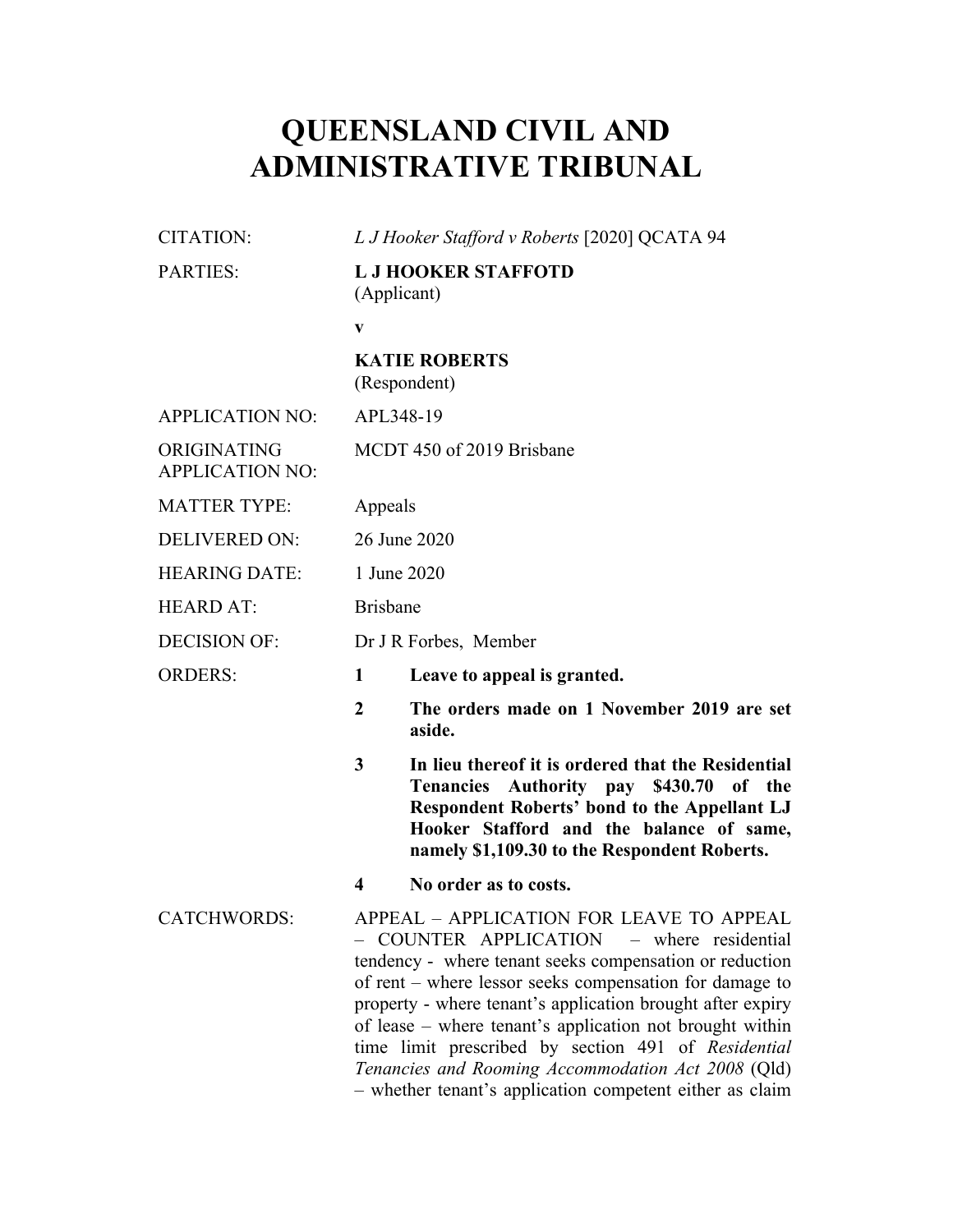# QUEENSLAND CIVIL AND ADMINISTRATIVE TRIBUNAL

| | |
|---|---|
| CITATION: | *L J Hooker Stafford v Roberts* [2020] QCATA 94 |
| PARTIES: | **L J HOOKER STAFFOTD**<br>(Applicant)<br>**v**<br>**KATIE ROBERTS**<br>(Respondent) |
| APPLICATION NO: | APL348-19 |
| ORIGINATING APPLICATION NO: | MCDT 450 of 2019 Brisbane |
| MATTER TYPE: | Appeals |
| DELIVERED ON: | 26 June 2020 |
| HEARING DATE: | 1 June 2020 |
| HEARD AT: | Brisbane |
| DECISION OF: | Dr J R Forbes, Member |
| ORDERS: | **1 Leave to appeal is granted.**<br>**2 The orders made on 1 November 2019 are set aside.**<br>**3 In lieu thereof it is ordered that the Residential Tenancies Authority pay \$430.70 of the Respondent Roberts' bond to the Appellant LJ Hooker Stafford and the balance of same, namely \$1,109.30 to the Respondent Roberts.**<br>**4 No order as to costs.** |
| CATCHWORDS: | APPEAL – APPLICATION FOR LEAVE TO APPEAL – COUNTER APPLICATION – where residential tendency - where tenant seeks compensation or reduction of rent – where lessor seeks compensation for damage to property - where tenant's application brought after expiry of lease – where tenant's application not brought within time limit prescribed by section 491 of *Residential Tenancies and Rooming Accommodation Act 2008* (Qld) – whether tenant's application competent either as claim |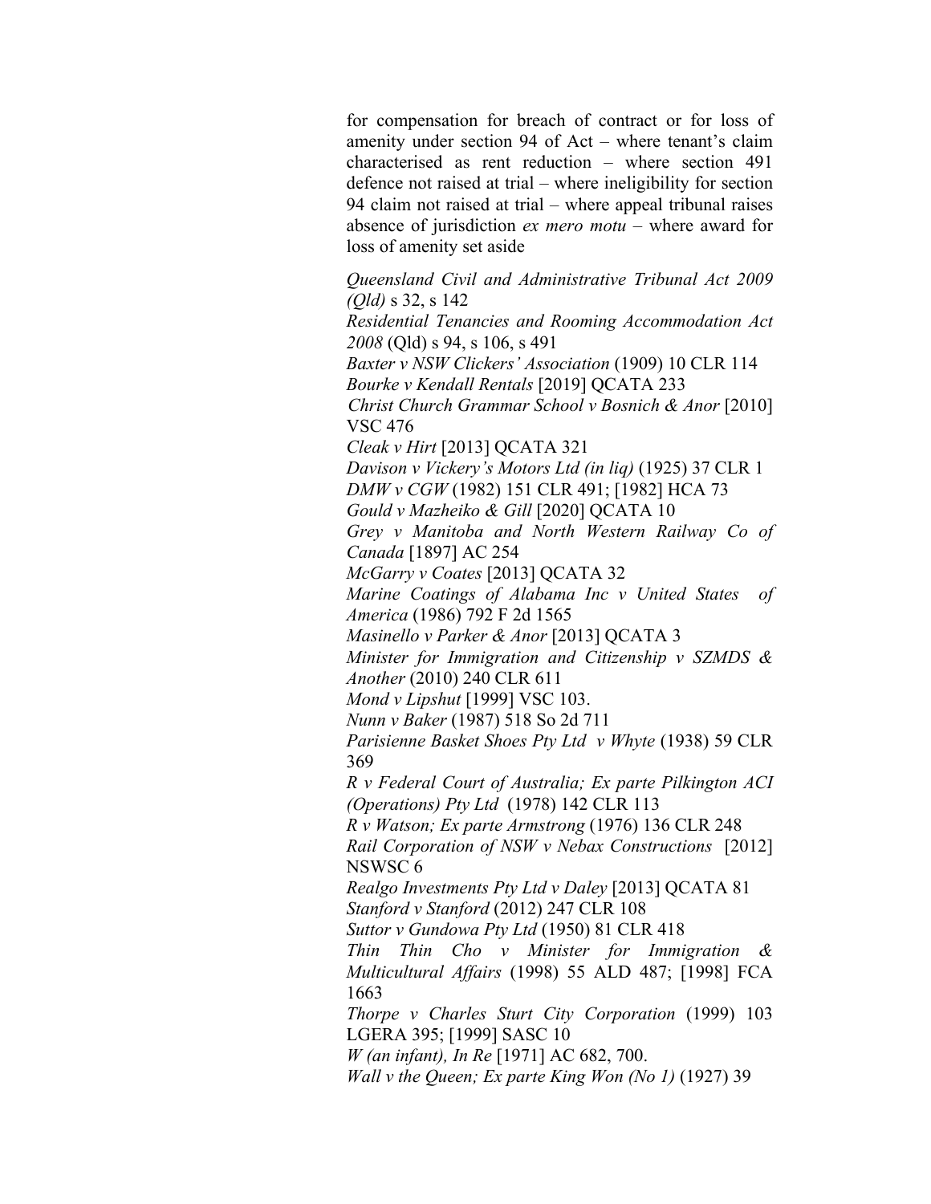for compensation for breach of contract or for loss of amenity under section 94 of Act – where tenant's claim characterised as rent reduction – where section 491 defence not raised at trial – where ineligibility for section 94 claim not raised at trial – where appeal tribunal raises absence of jurisdiction *ex mero motu* – where award for loss of amenity set aside

*Queensland Civil and Administrative Tribunal Act 2009 (Qld)* s 32, s 142
*Residential Tenancies and Rooming Accommodation Act 2008* (Qld) s 94, s 106, s 491
*Baxter v NSW Clickers' Association* (1909) 10 CLR 114
*Bourke v Kendall Rentals* [2019] QCATA 233
*Christ Church Grammar School v Bosnich & Anor* [2010] VSC 476
*Cleak v Hirt* [2013] QCATA 321
*Davison v Vickery's Motors Ltd (in liq)* (1925) 37 CLR 1
*DMW v CGW* (1982) 151 CLR 491; [1982] HCA 73
*Gould v Mazheiko & Gill* [2020] QCATA 10
*Grey v Manitoba and North Western Railway Co of Canada* [1897] AC 254
*McGarry v Coates* [2013] QCATA 32
*Marine Coatings of Alabama Inc v United States of America* (1986) 792 F 2d 1565
*Masinello v Parker & Anor* [2013] QCATA 3
*Minister for Immigration and Citizenship v SZMDS & Another* (2010) 240 CLR 611
*Mond v Lipshut* [1999] VSC 103.
*Nunn v Baker* (1987) 518 So 2d 711
*Parisienne Basket Shoes Pty Ltd v Whyte* (1938) 59 CLR 369
*R v Federal Court of Australia; Ex parte Pilkington ACI (Operations) Pty Ltd* (1978) 142 CLR 113
*R v Watson; Ex parte Armstrong* (1976) 136 CLR 248
*Rail Corporation of NSW v Nebax Constructions* [2012] NSWSC 6
*Realgo Investments Pty Ltd v Daley* [2013] QCATA 81
*Stanford v Stanford* (2012) 247 CLR 108
*Suttor v Gundowa Pty Ltd* (1950) 81 CLR 418
*Thin Thin Cho v Minister for Immigration & Multicultural Affairs* (1998) 55 ALD 487; [1998] FCA 1663
*Thorpe v Charles Sturt City Corporation* (1999) 103 LGERA 395; [1999] SASC 10
*W (an infant), In Re* [1971] AC 682, 700.
*Wall v the Queen; Ex parte King Won (No 1)* (1927) 39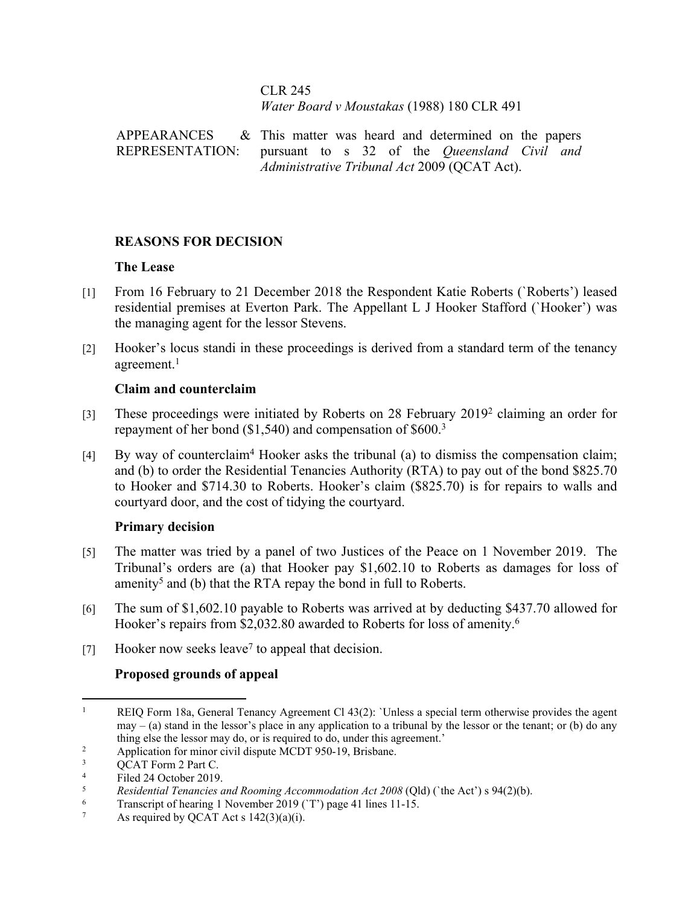CLR 245
*Water Board v Moustakas* (1988) 180 CLR 491

| | |
|---|---|
| APPEARANCES & REPRESENTATION: | This matter was heard and determined on the papers pursuant to s 32 of the *Queensland Civil and Administrative Tribunal Act* 2009 (QCAT Act). |

## REASONS FOR DECISION

### The Lease

[1] From 16 February to 21 December 2018 the Respondent Katie Roberts (`Roberts') leased residential premises at Everton Park. The Appellant L J Hooker Stafford (`Hooker') was the managing agent for the lessor Stevens.

[2] Hooker's locus standi in these proceedings is derived from a standard term of the tenancy agreement.[1]

### Claim and counterclaim

[3] These proceedings were initiated by Roberts on 28 February 2019[2] claiming an order for repayment of her bond ($1,540) and compensation of $600.[3]

[4] By way of counterclaim[4] Hooker asks the tribunal (a) to dismiss the compensation claim; and (b) to order the Residential Tenancies Authority (RTA) to pay out of the bond $825.70 to Hooker and $714.30 to Roberts. Hooker's claim ($825.70) is for repairs to walls and courtyard door, and the cost of tidying the courtyard.

### Primary decision

[5] The matter was tried by a panel of two Justices of the Peace on 1 November 2019. The Tribunal's orders are (a) that Hooker pay $1,602.10 to Roberts as damages for loss of amenity[5] and (b) that the RTA repay the bond in full to Roberts.

[6] The sum of $1,602.10 payable to Roberts was arrived at by deducting $437.70 allowed for Hooker's repairs from $2,032.80 awarded to Roberts for loss of amenity.[6]

[7] Hooker now seeks leave[7] to appeal that decision.

### Proposed grounds of appeal

---

[1] REIQ Form 18a, General Tenancy Agreement Cl 43(2): `Unless a special term otherwise provides the agent may – (a) stand in the lessor's place in any application to a tribunal by the lessor or the tenant; or (b) do any thing else the lessor may do, or is required to do, under this agreement.'

[2] Application for minor civil dispute MCDT 950-19, Brisbane.

[3] QCAT Form 2 Part C.

[4] Filed 24 October 2019.

[5] *Residential Tenancies and Rooming Accommodation Act 2008* (Qld) (`the Act') s 94(2)(b).

[6] Transcript of hearing 1 November 2019 (`T') page 41 lines 11-15.

[7] As required by QCAT Act s 142(3)(a)(i).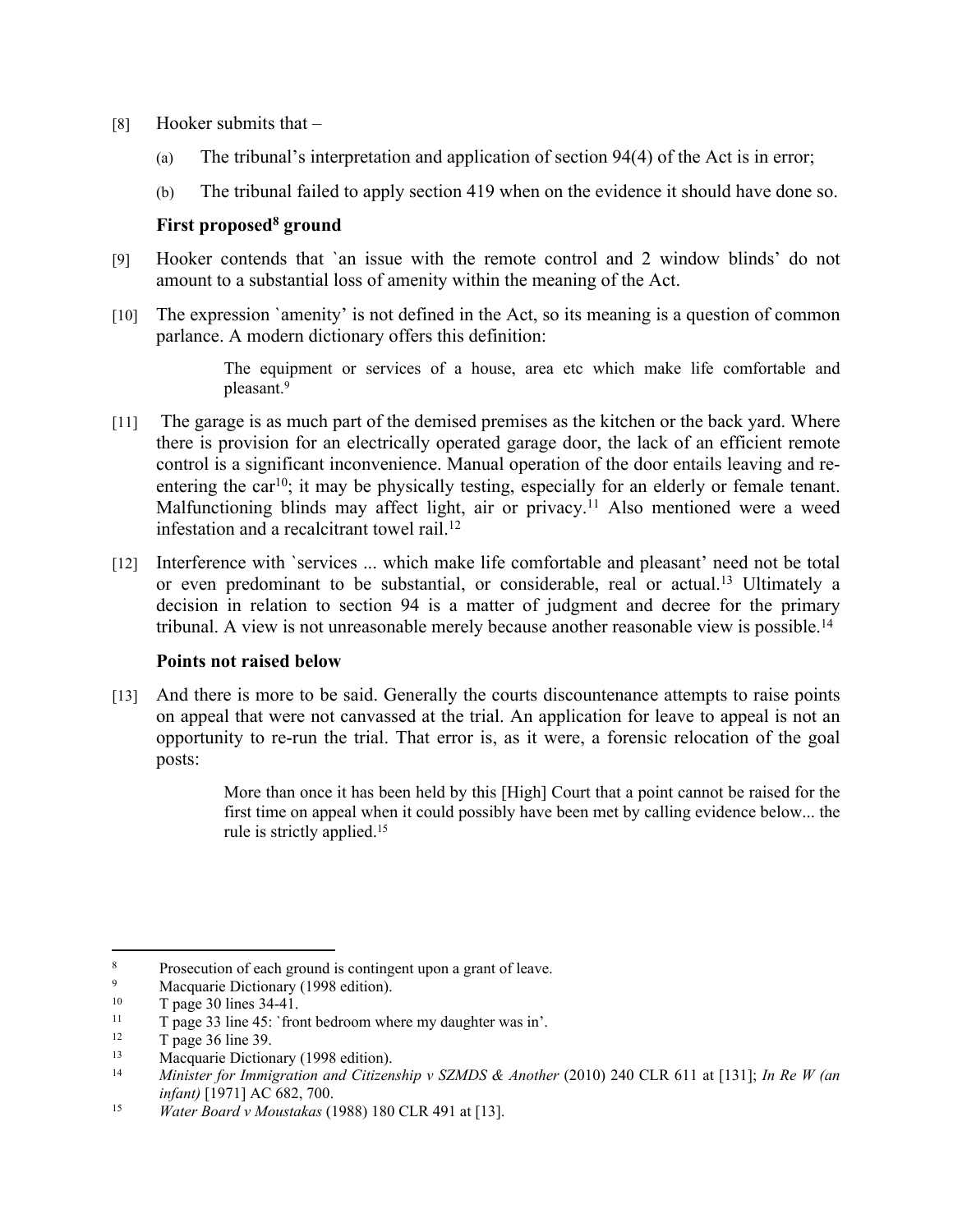[8] Hooker submits that –

(a) The tribunal's interpretation and application of section 94(4) of the Act is in error;

(b) The tribunal failed to apply section 419 when on the evidence it should have done so.

**First proposed[8] ground**

[9] Hooker contends that `an issue with the remote control and 2 window blinds' do not amount to a substantial loss of amenity within the meaning of the Act.

[10] The expression `amenity' is not defined in the Act, so its meaning is a question of common parlance. A modern dictionary offers this definition:

> The equipment or services of a house, area etc which make life comfortable and pleasant.[9]

[11] The garage is as much part of the demised premises as the kitchen or the back yard. Where there is provision for an electrically operated garage door, the lack of an efficient remote control is a significant inconvenience. Manual operation of the door entails leaving and re-entering the car[10]; it may be physically testing, especially for an elderly or female tenant. Malfunctioning blinds may affect light, air or privacy.[11] Also mentioned were a weed infestation and a recalcitrant towel rail.[12]

[12] Interference with `services ... which make life comfortable and pleasant' need not be total or even predominant to be substantial, or considerable, real or actual.[13] Ultimately a decision in relation to section 94 is a matter of judgment and decree for the primary tribunal. A view is not unreasonable merely because another reasonable view is possible.[14]

**Points not raised below**

[13] And there is more to be said. Generally the courts discountenance attempts to raise points on appeal that were not canvassed at the trial. An application for leave to appeal is not an opportunity to re-run the trial. That error is, as it were, a forensic relocation of the goal posts:

> More than once it has been held by this [High] Court that a point cannot be raised for the first time on appeal when it could possibly have been met by calling evidence below... the rule is strictly applied.[15]

---

[8] Prosecution of each ground is contingent upon a grant of leave.

[9] Macquarie Dictionary (1998 edition).

[10] T page 30 lines 34-41.

[11] T page 33 line 45: `front bedroom where my daughter was in'.

[12] T page 36 line 39.

[13] Macquarie Dictionary (1998 edition).

[14] *Minister for Immigration and Citizenship v SZMDS & Another* (2010) 240 CLR 611 at [131]; *In Re W (an infant)* [1971] AC 682, 700.

[15] *Water Board v Moustakas* (1988) 180 CLR 491 at [13].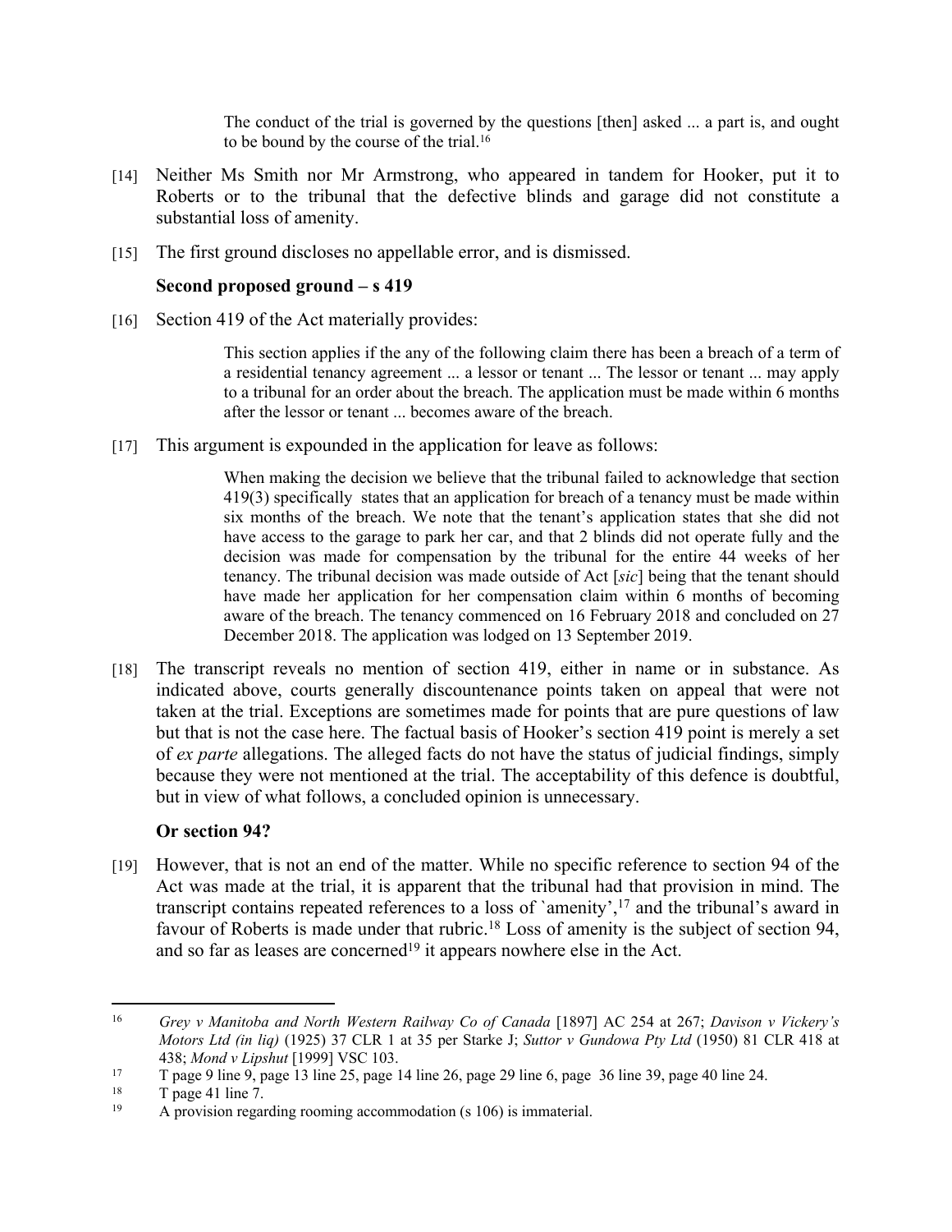> The conduct of the trial is governed by the questions [then] asked ... a part is, and ought to be bound by the course of the trial.[16]

[14] Neither Ms Smith nor Mr Armstrong, who appeared in tandem for Hooker, put it to Roberts or to the tribunal that the defective blinds and garage did not constitute a substantial loss of amenity.

[15] The first ground discloses no appellable error, and is dismissed.

**Second proposed ground – s 419**

[16] Section 419 of the Act materially provides:

> This section applies if the any of the following claim there has been a breach of a term of a residential tenancy agreement ... a lessor or tenant ... The lessor or tenant ... may apply to a tribunal for an order about the breach. The application must be made within 6 months after the lessor or tenant ... becomes aware of the breach.

[17] This argument is expounded in the application for leave as follows:

> When making the decision we believe that the tribunal failed to acknowledge that section 419(3) specifically states that an application for breach of a tenancy must be made within six months of the breach. We note that the tenant's application states that she did not have access to the garage to park her car, and that 2 blinds did not operate fully and the decision was made for compensation by the tribunal for the entire 44 weeks of her tenancy. The tribunal decision was made outside of Act [*sic*] being that the tenant should have made her application for her compensation claim within 6 months of becoming aware of the breach. The tenancy commenced on 16 February 2018 and concluded on 27 December 2018. The application was lodged on 13 September 2019.

[18] The transcript reveals no mention of section 419, either in name or in substance. As indicated above, courts generally discountenance points taken on appeal that were not taken at the trial. Exceptions are sometimes made for points that are pure questions of law but that is not the case here. The factual basis of Hooker's section 419 point is merely a set of *ex parte* allegations. The alleged facts do not have the status of judicial findings, simply because they were not mentioned at the trial. The acceptability of this defence is doubtful, but in view of what follows, a concluded opinion is unnecessary.

**Or section 94?**

[19] However, that is not an end of the matter. While no specific reference to section 94 of the Act was made at the trial, it is apparent that the tribunal had that provision in mind. The transcript contains repeated references to a loss of 'amenity',[17] and the tribunal's award in favour of Roberts is made under that rubric.[18] Loss of amenity is the subject of section 94, and so far as leases are concerned[19] it appears nowhere else in the Act.

---

[16] *Grey v Manitoba and North Western Railway Co of Canada* [1897] AC 254 at 267; *Davison v Vickery's Motors Ltd (in liq)* (1925) 37 CLR 1 at 35 per Starke J; *Suttor v Gundowa Pty Ltd* (1950) 81 CLR 418 at 438; *Mond v Lipshut* [1999] VSC 103.

[17] T page 9 line 9, page 13 line 25, page 14 line 26, page 29 line 6, page 36 line 39, page 40 line 24.

[18] T page 41 line 7.

[19] A provision regarding rooming accommodation (s 106) is immaterial.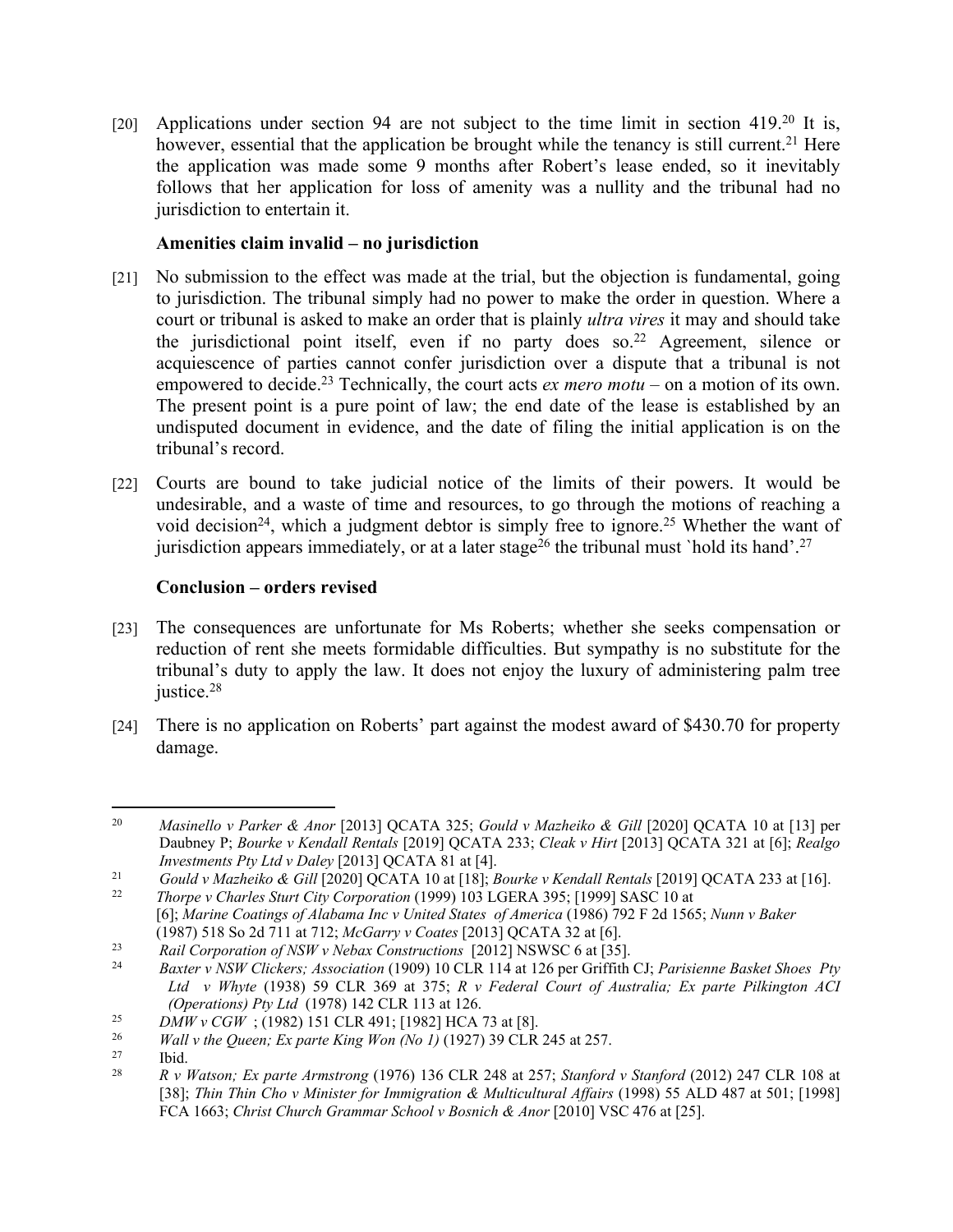[20] Applications under section 94 are not subject to the time limit in section 419.[20] It is, however, essential that the application be brought while the tenancy is still current.[21] Here the application was made some 9 months after Robert's lease ended, so it inevitably follows that her application for loss of amenity was a nullity and the tribunal had no jurisdiction to entertain it.

**Amenities claim invalid – no jurisdiction**

[21] No submission to the effect was made at the trial, but the objection is fundamental, going to jurisdiction. The tribunal simply had no power to make the order in question. Where a court or tribunal is asked to make an order that is plainly *ultra vires* it may and should take the jurisdictional point itself, even if no party does so.[22] Agreement, silence or acquiescence of parties cannot confer jurisdiction over a dispute that a tribunal is not empowered to decide.[23] Technically, the court acts *ex mero motu* – on a motion of its own. The present point is a pure point of law; the end date of the lease is established by an undisputed document in evidence, and the date of filing the initial application is on the tribunal's record.

[22] Courts are bound to take judicial notice of the limits of their powers. It would be undesirable, and a waste of time and resources, to go through the motions of reaching a void decision[24], which a judgment debtor is simply free to ignore.[25] Whether the want of jurisdiction appears immediately, or at a later stage[26] the tribunal must `hold its hand'.[27]

**Conclusion – orders revised**

[23] The consequences are unfortunate for Ms Roberts; whether she seeks compensation or reduction of rent she meets formidable difficulties. But sympathy is no substitute for the tribunal's duty to apply the law. It does not enjoy the luxury of administering palm tree justice.[28]

[24] There is no application on Roberts' part against the modest award of $430.70 for property damage.

---

[20] *Masinello v Parker & Anor* [2013] QCATA 325; *Gould v Mazheiko & Gill* [2020] QCATA 10 at [13] per Daubney P; *Bourke v Kendall Rentals* [2019] QCATA 233; *Cleak v Hirt* [2013] QCATA 321 at [6]; *Realgo Investments Pty Ltd v Daley* [2013] QCATA 81 at [4].

[21] *Gould v Mazheiko & Gill* [2020] QCATA 10 at [18]; *Bourke v Kendall Rentals* [2019] QCATA 233 at [16].

[22] *Thorpe v Charles Sturt City Corporation* (1999) 103 LGERA 395; [1999] SASC 10 at [6]; *Marine Coatings of Alabama Inc v United States of America* (1986) 792 F 2d 1565; *Nunn v Baker* (1987) 518 So 2d 711 at 712; *McGarry v Coates* [2013] QCATA 32 at [6].

[23] *Rail Corporation of NSW v Nebax Constructions* [2012] NSWSC 6 at [35].

[24] *Baxter v NSW Clickers; Association* (1909) 10 CLR 114 at 126 per Griffith CJ; *Parisienne Basket Shoes Pty Ltd v Whyte* (1938) 59 CLR 369 at 375; *R v Federal Court of Australia; Ex parte Pilkington ACI (Operations) Pty Ltd* (1978) 142 CLR 113 at 126.

[25] *DMW v CGW* ; (1982) 151 CLR 491; [1982] HCA 73 at [8].

[26] *Wall v the Queen; Ex parte King Won (No 1)* (1927) 39 CLR 245 at 257.

[27] Ibid.

[28] *R v Watson; Ex parte Armstrong* (1976) 136 CLR 248 at 257; *Stanford v Stanford* (2012) 247 CLR 108 at [38]; *Thin Thin Cho v Minister for Immigration & Multicultural Affairs* (1998) 55 ALD 487 at 501; [1998] FCA 1663; *Christ Church Grammar School v Bosnich & Anor* [2010] VSC 476 at [25].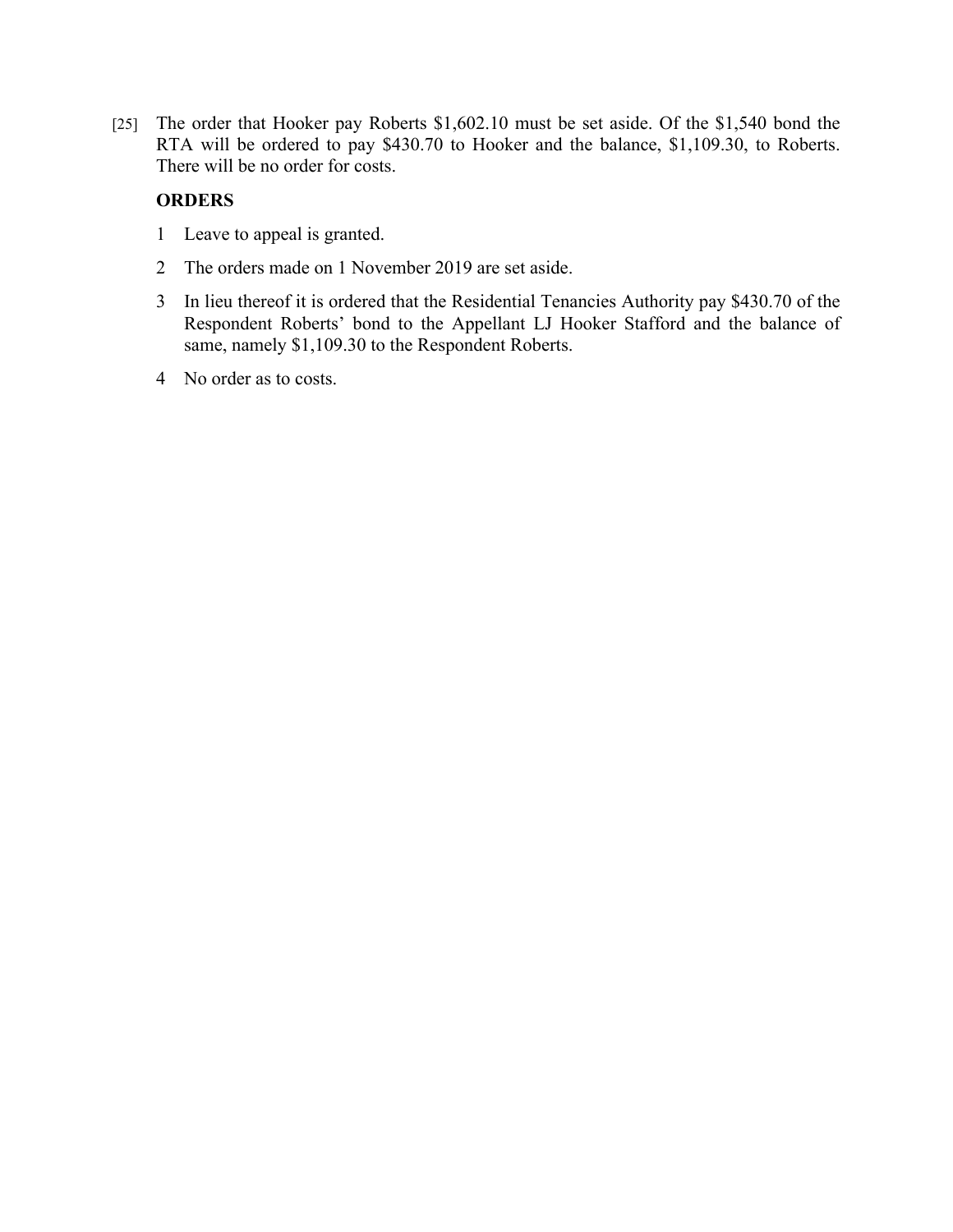[25] The order that Hooker pay Roberts $1,602.10 must be set aside. Of the $1,540 bond the RTA will be ordered to pay $430.70 to Hooker and the balance, $1,109.30, to Roberts. There will be no order for costs.

**ORDERS**

1 Leave to appeal is granted.

2 The orders made on 1 November 2019 are set aside.

3 In lieu thereof it is ordered that the Residential Tenancies Authority pay $430.70 of the Respondent Roberts' bond to the Appellant LJ Hooker Stafford and the balance of same, namely $1,109.30 to the Respondent Roberts.

4 No order as to costs.